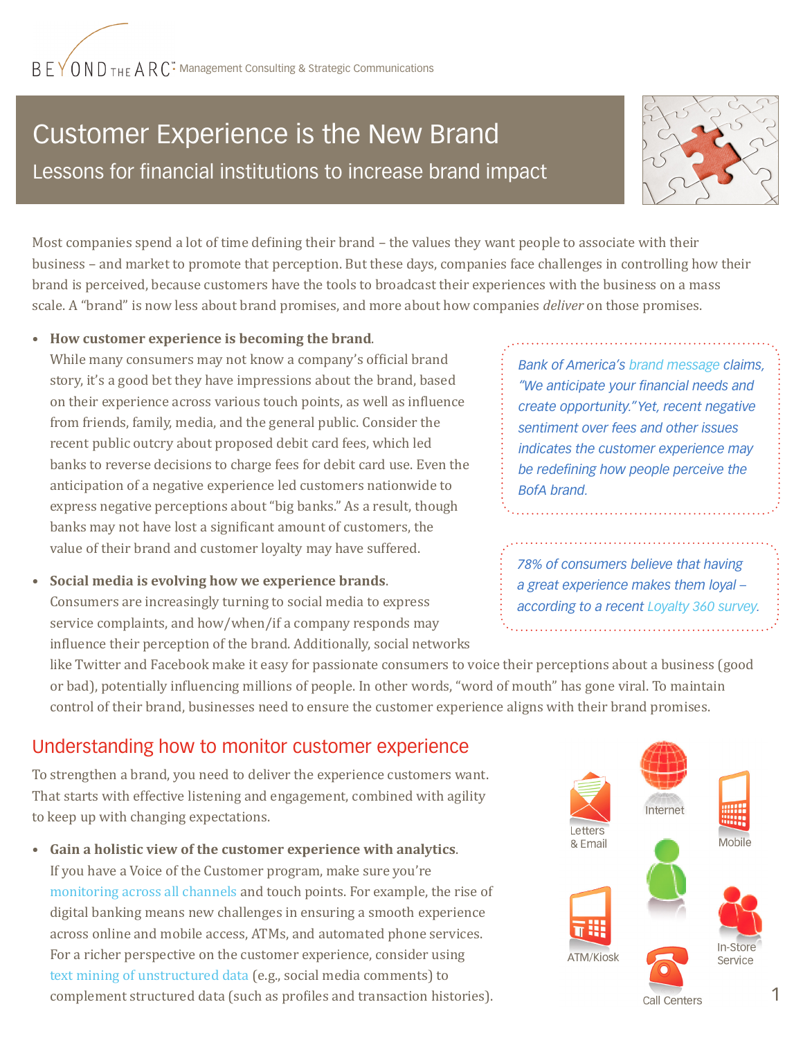BEYOND THE ARC Management Consulting & Strategic Communications

# Customer Experience is the New Brand

## Lessons for financial institutions to increase brand impact

Most companies spend a lot of time defining their brand – the values they want people to associate with their business – and market to promote that perception. But these days, companies face challenges in controlling how their brand is perceived, because customers have the tools to broadcast their experiences with the business on a mass scale. A "brand" is now less about brand promises, and more about how companies *deliver* on those promises.

- **How customer experience is becoming the brand**.
  While many consumers may not know a company's official brand story, it's a good bet they have impressions about the brand, based on their experience across various touch points, as well as influence from friends, family, media, and the general public. Consider the recent public outcry about proposed debit card fees, which led banks to reverse decisions to charge fees for debit card use. Even the anticipation of a negative experience led customers nationwide to express negative perceptions about "big banks." As a result, though banks may not have lost a significant amount of customers, the value of their brand and customer loyalty may have suffered.

- **Social media is evolving how we experience brands**.
  Consumers are increasingly turning to social media to express service complaints, and how/when/if a company responds may influence their perception of the brand. Additionally, social networks like Twitter and Facebook make it easy for passionate consumers to voice their perceptions about a business (good or bad), potentially influencing millions of people. In other words, "word of mouth" has gone viral. To maintain control of their brand, businesses need to ensure the customer experience aligns with their brand promises.

*Bank of America's brand message claims, "We anticipate your financial needs and create opportunity." Yet, recent negative sentiment over fees and other issues indicates the customer experience may be redefining how people perceive the BofA brand.*

*78% of consumers believe that having a great experience makes them loyal – according to a recent Loyalty 360 survey.*

## Understanding how to monitor customer experience

To strengthen a brand, you need to deliver the experience customers want. That starts with effective listening and engagement, combined with agility to keep up with changing expectations.

- **Gain a holistic view of the customer experience with analytics**.
  If you have a Voice of the Customer program, make sure you're monitoring across all channels and touch points. For example, the rise of digital banking means new challenges in ensuring a smooth experience across online and mobile access, ATMs, and automated phone services. For a richer perspective on the customer experience, consider using text mining of unstructured data (e.g., social media comments) to complement structured data (such as profiles and transaction histories).

Letters & Email · Internet · Mobile · ATM/Kiosk · In-Store Service · Call Centers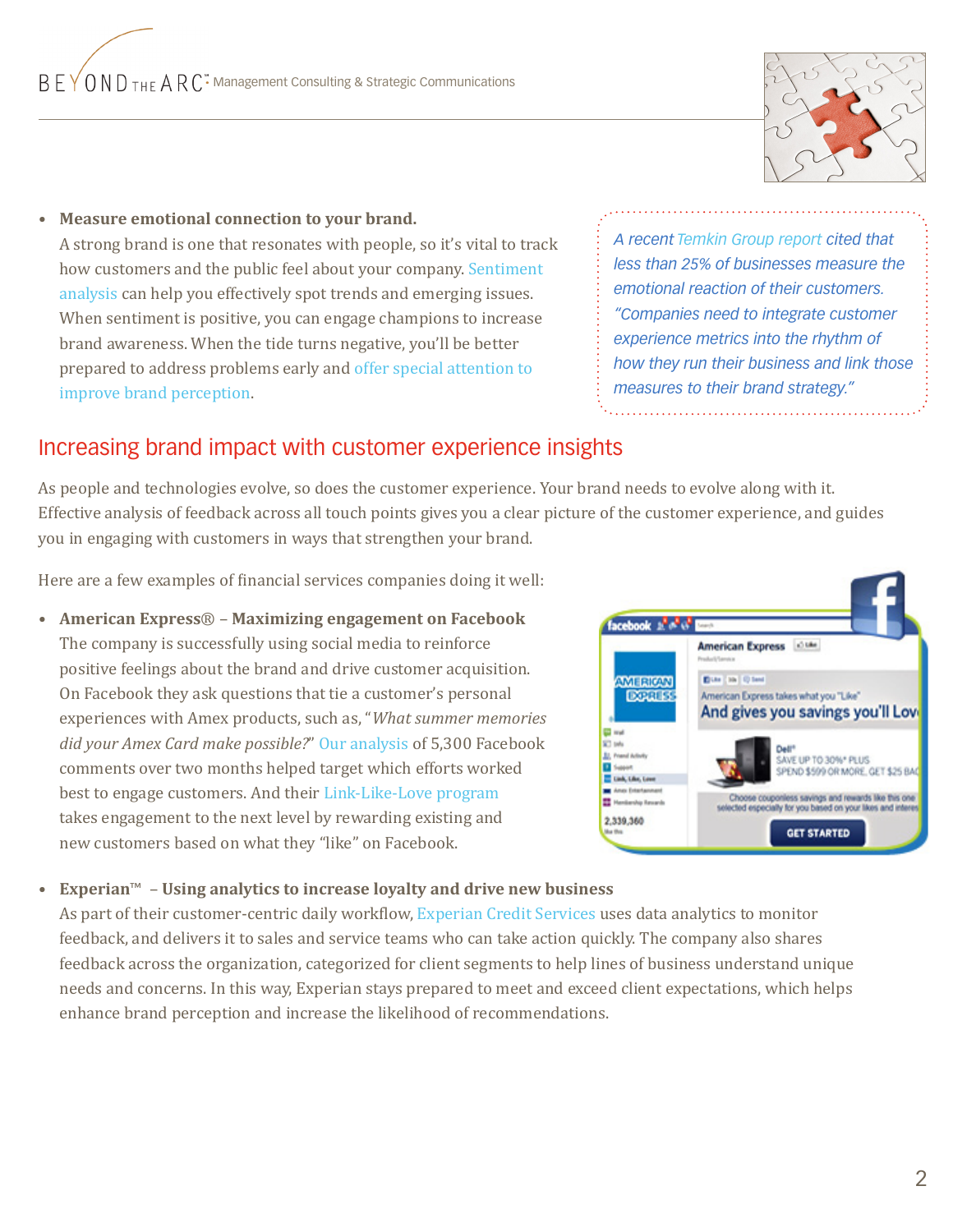- **Measure emotional connection to your brand.**
  A strong brand is one that resonates with people, so it's vital to track how customers and the public feel about your company. Sentiment analysis can help you effectively spot trends and emerging issues. When sentiment is positive, you can engage champions to increase brand awareness. When the tide turns negative, you'll be better prepared to address problems early and offer special attention to improve brand perception.

*A recent Temkin Group report cited that less than 25% of businesses measure the emotional reaction of their customers. "Companies need to integrate customer experience metrics into the rhythm of how they run their business and link those measures to their brand strategy."*

## Increasing brand impact with customer experience insights

As people and technologies evolve, so does the customer experience. Your brand needs to evolve along with it. Effective analysis of feedback across all touch points gives you a clear picture of the customer experience, and guides you in engaging with customers in ways that strengthen your brand.

Here are a few examples of financial services companies doing it well:

- **American Express® – Maximizing engagement on Facebook**
  The company is successfully using social media to reinforce positive feelings about the brand and drive customer acquisition. On Facebook they ask questions that tie a customer's personal experiences with Amex products, such as, "*What summer memories did your Amex Card make possible?*" Our analysis of 5,300 Facebook comments over two months helped target which efforts worked best to engage customers. And their Link-Like-Love program takes engagement to the next level by rewarding existing and new customers based on what they "like" on Facebook.

- **Experian™ – Using analytics to increase loyalty and drive new business**
  As part of their customer-centric daily workflow, Experian Credit Services uses data analytics to monitor feedback, and delivers it to sales and service teams who can take action quickly. The company also shares feedback across the organization, categorized for client segments to help lines of business understand unique needs and concerns. In this way, Experian stays prepared to meet and exceed client expectations, which helps enhance brand perception and increase the likelihood of recommendations.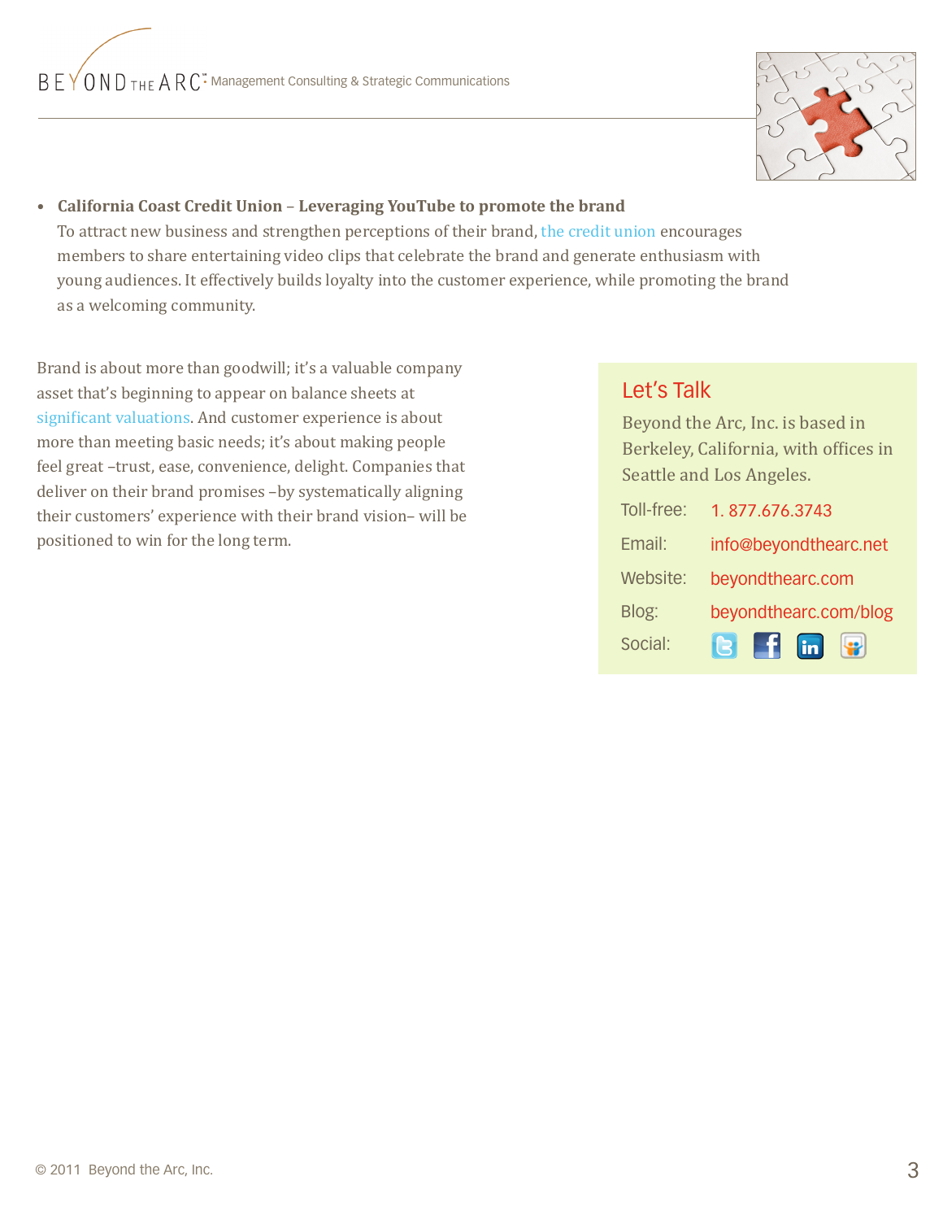- **California Coast Credit Union – Leveraging YouTube to promote the brand**
  To attract new business and strengthen perceptions of their brand, the credit union encourages members to share entertaining video clips that celebrate the brand and generate enthusiasm with young audiences. It effectively builds loyalty into the customer experience, while promoting the brand as a welcoming community.

Brand is about more than goodwill; it's a valuable company asset that's beginning to appear on balance sheets at significant valuations. And customer experience is about more than meeting basic needs; it's about making people feel great –trust, ease, convenience, delight. Companies that deliver on their brand promises –by systematically aligning their customers' experience with their brand vision– will be positioned to win for the long term.

## Let's Talk

Beyond the Arc, Inc. is based in Berkeley, California, with offices in Seattle and Los Angeles.

Toll-free: 1. 877.676.3743

Email: info@beyondthearc.net

Website: beyondthearc.com

Blog: beyondthearc.com/blog

Social:

© 2011 Beyond the Arc, Inc.